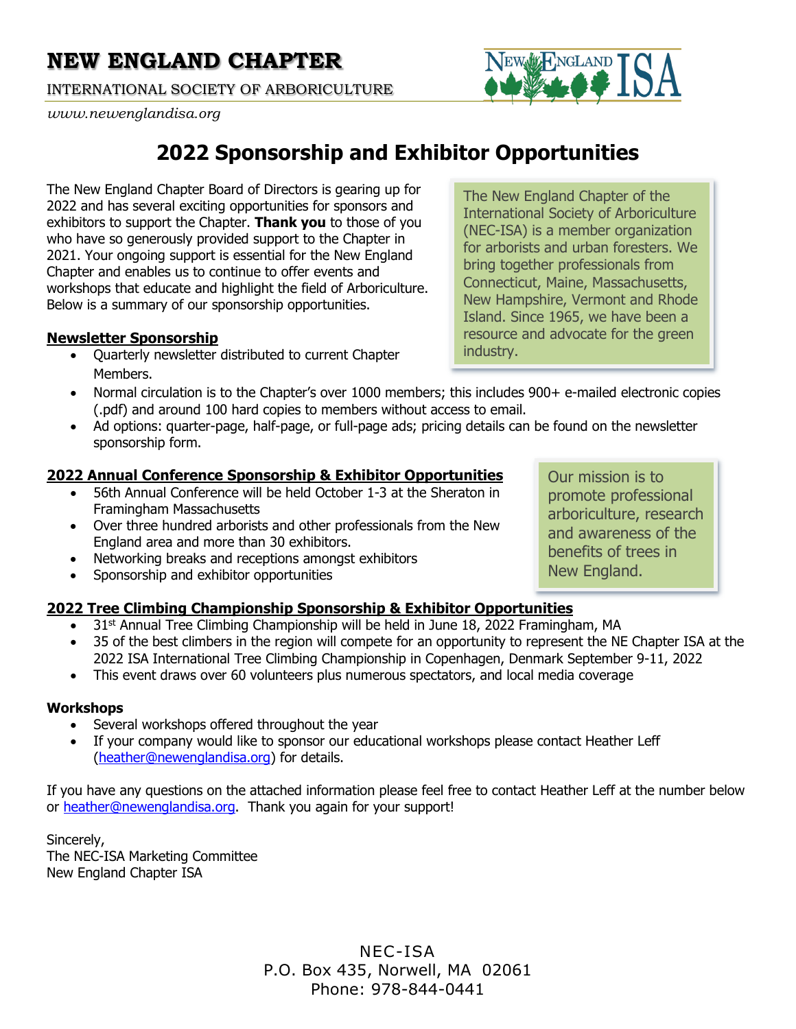# NEW ENGLAND CHAPTER

INTERNATIONAL SOCIETY OF ARBORICULTURE

*www.newenglandisa.org*

## 2022 Sponsorship and Exhibitor Opportunities

The New England Chapter Board of Directors is gearing up for 2022 and has several exciting opportunities for sponsors and exhibitors to support the Chapter. **Thank you** to those of you who have so generously provided support to the Chapter in 2021. Your ongoing support is essential for the New England Chapter and enables us to continue to offer events and workshops that educate and highlight the field of Arboriculture. Below is a summary of our sponsorship opportunities.

The New England Chapter of the International Society of Arboriculture (NEC-ISA) is a member organization for arborists and urban foresters. We bring together professionals from Connecticut, Maine, Massachusetts, New Hampshire, Vermont and Rhode Island. Since 1965, we have been a resource and advocate for the green industry.

### Newsletter Sponsorship

- Quarterly newsletter distributed to current Chapter Members.
- Normal circulation is to the Chapter's over 1000 members; this includes 900+ e-mailed electronic copies (.pdf) and around 100 hard copies to members without access to email.
- Ad options: quarter-page, half-page, or full-page ads; pricing details can be found on the newsletter sponsorship form.

### 2022 Annual Conference Sponsorship & Exhibitor Opportunities

- 56th Annual Conference will be held October 1-3 at the Sheraton in Framingham Massachusetts
- Over three hundred arborists and other professionals from the New England area and more than 30 exhibitors.
- Networking breaks and receptions amongst exhibitors
- Sponsorship and exhibitor opportunities

Our mission is to promote professional arboriculture, research and awareness of the benefits of trees in New England.

### 2022 Tree Climbing Championship Sponsorship & Exhibitor Opportunities

- 31st Annual Tree Climbing Championship will be held in June 18, 2022 Framingham, MA
- 35 of the best climbers in the region will compete for an opportunity to represent the NE Chapter ISA at the 2022 ISA International Tree Climbing Championship in Copenhagen, Denmark September 9-11, 2022
- This event draws over 60 volunteers plus numerous spectators, and local media coverage

### Workshops

- Several workshops offered throughout the year
- If your company would like to sponsor our educational workshops please contact Heather Leff (heather@newenglandisa.org) for details.

If you have any questions on the attached information please feel free to contact Heather Leff at the number below or heather@newenglandisa.org. Thank you again for your support!

Sincerely,
The NEC-ISA Marketing Committee
New England Chapter ISA

NEC-ISA
P.O. Box 435, Norwell, MA 02061
Phone: 978-844-0441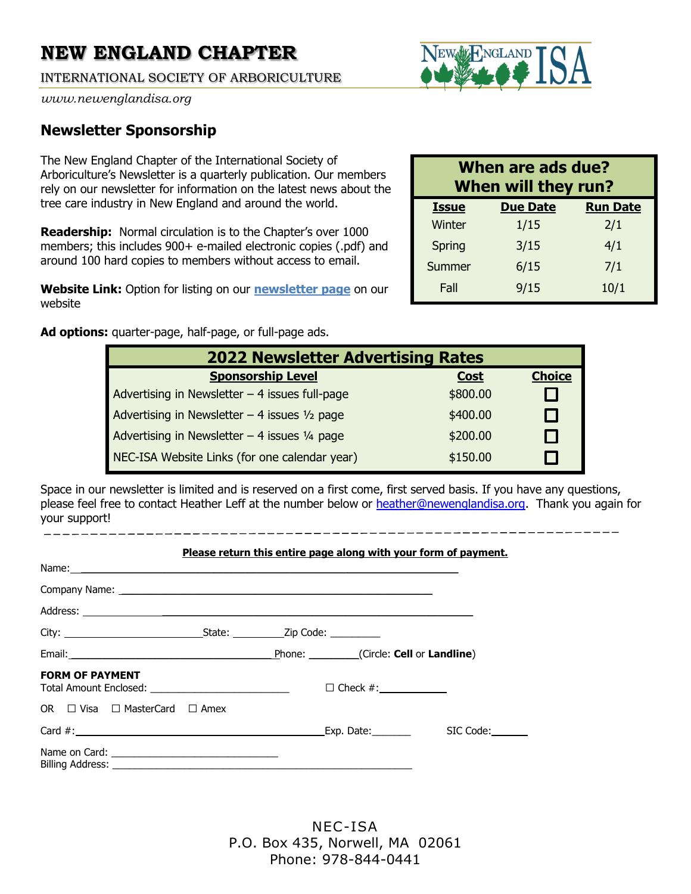# NEW ENGLAND CHAPTER

INTERNATIONAL SOCIETY OF ARBORICULTURE

*www.newenglandisa.org*

## Newsletter Sponsorship

The New England Chapter of the International Society of Arboriculture's Newsletter is a quarterly publication. Our members rely on our newsletter for information on the latest news about the tree care industry in New England and around the world.

**Readership:** Normal circulation is to the Chapter's over 1000 members; this includes 900+ e-mailed electronic copies (.pdf) and around 100 hard copies to members without access to email.

**Website Link:** Option for listing on our **newsletter page** on our website

| When are ads due? When will they run? | | |
|---|---|---|
| **Issue** | **Due Date** | **Run Date** |
| Winter | 1/15 | 2/1 |
| Spring | 3/15 | 4/1 |
| Summer | 6/15 | 7/1 |
| Fall | 9/15 | 10/1 |

**Ad options:** quarter-page, half-page, or full-page ads.

| 2022 Newsletter Advertising Rates | | |
|---|---|---|
| **Sponsorship Level** | **Cost** | **Choice** |
| Advertising in Newsletter – 4 issues full-page | $800.00 | ☐ |
| Advertising in Newsletter – 4 issues ½ page | $400.00 | ☐ |
| Advertising in Newsletter – 4 issues ¼ page | $200.00 | ☐ |
| NEC-ISA Website Links (for one calendar year) | $150.00 | ☐ |

Space in our newsletter is limited and is reserved on a first come, first served basis. If you have any questions, please feel free to contact Heather Leff at the number below or heather@newenglandisa.org. Thank you again for your support!

---

**Please return this entire page along with your form of payment.**

Name: ____________________

Company Name: ____________________

Address: ____________________

City: ____________ State: ________ Zip Code: ________

Email: ____________________ Phone: ________ (Circle: **Cell** or **Landline**)

**FORM OF PAYMENT**

Total Amount Enclosed: ____________ ☐ Check #: ________

OR ☐ Visa ☐ MasterCard ☐ Amex

Card #: ____________________ Exp. Date: ______ SIC Code: ______

Name on Card: ____________________

Billing Address: ____________________

NEC-ISA
P.O. Box 435, Norwell, MA 02061
Phone: 978-844-0441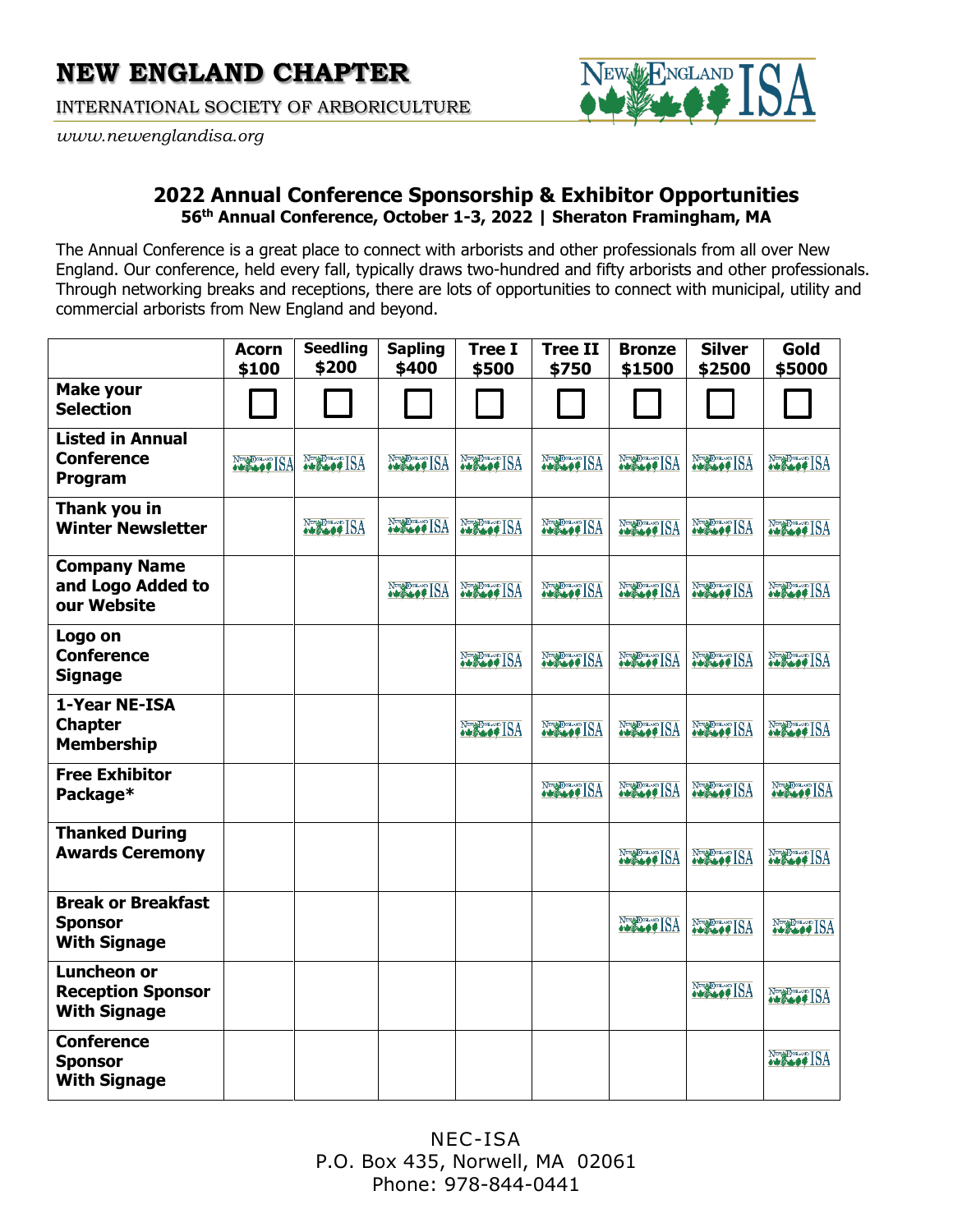# NEW ENGLAND CHAPTER

INTERNATIONAL SOCIETY OF ARBORICULTURE

*www.newenglandisa.org*

## 2022 Annual Conference Sponsorship & Exhibitor Opportunities

**56th Annual Conference, October 1-3, 2022 | Sheraton Framingham, MA**

The Annual Conference is a great place to connect with arborists and other professionals from all over New England. Our conference, held every fall, typically draws two-hundred and fifty arborists and other professionals. Through networking breaks and receptions, there are lots of opportunities to connect with municipal, utility and commercial arborists from New England and beyond.

| | Acorn $100 | Seedling $200 | Sapling $400 | Tree I $500 | Tree II $750 | Bronze $1500 | Silver $2500 | Gold $5000 |
|---|---|---|---|---|---|---|---|---|
| **Make your Selection** | ☐ | ☐ | ☐ | ☐ | ☐ | ☐ | ☐ | ☐ |
| **Listed in Annual Conference Program** | ✓ | ✓ | ✓ | ✓ | ✓ | ✓ | ✓ | ✓ |
| **Thank you in Winter Newsletter** | | ✓ | ✓ | ✓ | ✓ | ✓ | ✓ | ✓ |
| **Company Name and Logo Added to our Website** | | | ✓ | ✓ | ✓ | ✓ | ✓ | ✓ |
| **Logo on Conference Signage** | | | | ✓ | ✓ | ✓ | ✓ | ✓ |
| **1-Year NE-ISA Chapter Membership** | | | | ✓ | ✓ | ✓ | ✓ | ✓ |
| **Free Exhibitor Package*** | | | | | ✓ | ✓ | ✓ | ✓ |
| **Thanked During Awards Ceremony** | | | | | | ✓ | ✓ | ✓ |
| **Break or Breakfast Sponsor With Signage** | | | | | | ✓ | ✓ | ✓ |
| **Luncheon or Reception Sponsor With Signage** | | | | | | | ✓ | ✓ |
| **Conference Sponsor With Signage** | | | | | | | | ✓ |

NEC-ISA
P.O. Box 435, Norwell, MA 02061
Phone: 978-844-0441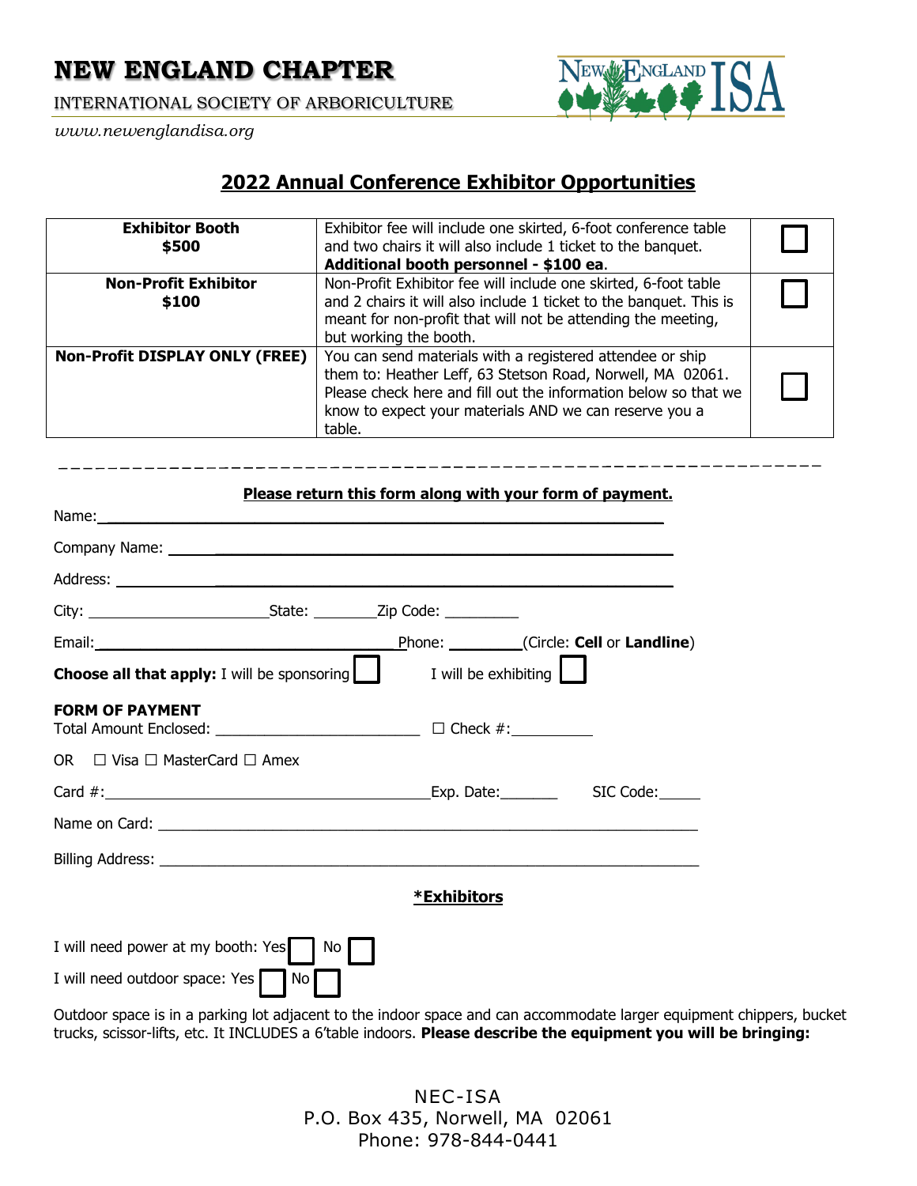# NEW ENGLAND CHAPTER

INTERNATIONAL SOCIETY OF ARBORICULTURE

*www.newenglandisa.org*

## 2022 Annual Conference Exhibitor Opportunities

| | | |
|---|---|---|
| **Exhibitor Booth** **$500** | Exhibitor fee will include one skirted, 6-foot conference table and two chairs it will also include 1 ticket to the banquet. **Additional booth personnel - $100 ea**. | ☐ |
| **Non-Profit Exhibitor** **$100** | Non-Profit Exhibitor fee will include one skirted, 6-foot table and 2 chairs it will also include 1 ticket to the banquet. This is meant for non-profit that will not be attending the meeting, but working the booth. | ☐ |
| **Non-Profit DISPLAY ONLY (FREE)** | You can send materials with a registered attendee or ship them to: Heather Leff, 63 Stetson Road, Norwell, MA 02061. Please check here and fill out the information below so that we know to expect your materials AND we can reserve you a table. | ☐ |

---

**Please return this form along with your form of payment.**

Name: ____________________

Company Name: ____________________

Address: ____________________

City: ____________ State: ________ Zip Code: _________

Email: ____________________ Phone: _________ (Circle: **Cell** or **Landline**)

**Choose all that apply:** I will be sponsoring ☐ I will be exhibiting ☐

**FORM OF PAYMENT**

Total Amount Enclosed: ____________ ☐ Check #: __________

OR ☐ Visa ☐ MasterCard ☐ Amex

Card #: ____________________ Exp. Date: _______ SIC Code: _____

Name on Card: ____________________

Billing Address: ____________________

**\*Exhibitors**

I will need power at my booth: Yes ☐ No ☐

I will need outdoor space: Yes ☐ No ☐

Outdoor space is in a parking lot adjacent to the indoor space and can accommodate larger equipment chippers, bucket trucks, scissor-lifts, etc. It INCLUDES a 6'table indoors. **Please describe the equipment you will be bringing:**

NEC-ISA
P.O. Box 435, Norwell, MA 02061
Phone: 978-844-0441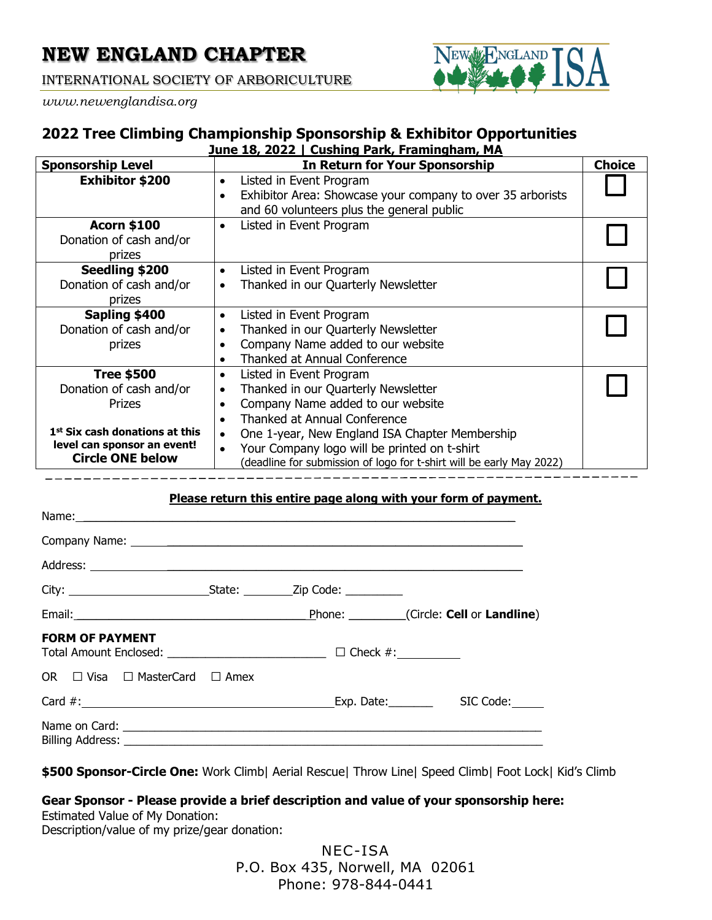# NEW ENGLAND CHAPTER

INTERNATIONAL SOCIETY OF ARBORICULTURE

*www.newenglandisa.org*

## 2022 Tree Climbing Championship Sponsorship & Exhibitor Opportunities

**June 18, 2022 | Cushing Park, Framingham, MA**

| Sponsorship Level | In Return for Your Sponsorship | Choice |
|---|---|---|
| **Exhibitor $200** | • Listed in Event Program<br>• Exhibitor Area: Showcase your company to over 35 arborists and 60 volunteers plus the general public | ☐ |
| **Acorn $100**<br>Donation of cash and/or prizes | • Listed in Event Program | ☐ |
| **Seedling $200**<br>Donation of cash and/or prizes | • Listed in Event Program<br>• Thanked in our Quarterly Newsletter | ☐ |
| **Sapling $400**<br>Donation of cash and/or prizes | • Listed in Event Program<br>• Thanked in our Quarterly Newsletter<br>• Company Name added to our website<br>• Thanked at Annual Conference | ☐ |
| **Tree $500**<br>Donation of cash and/or Prizes<br><br>**1st Six cash donations at this level can sponsor an event! Circle ONE below** | • Listed in Event Program<br>• Thanked in our Quarterly Newsletter<br>• Company Name added to our website<br>• Thanked at Annual Conference<br>• One 1-year, New England ISA Chapter Membership<br>• Your Company logo will be printed on t-shirt (deadline for submission of logo for t-shirt will be early May 2022) | ☐ |

---

**Please return this entire page along with your form of payment.**

Name: ______________________________________________

Company Name: ______________________________________________

Address: ______________________________________________

City: ____________________ State: ________ Zip Code: _________

Email: ______________________________ Phone: _________ (Circle: **Cell** or **Landline**)

**FORM OF PAYMENT**

Total Amount Enclosed: ____________________ ☐ Check #: __________

OR ☐ Visa ☐ MasterCard ☐ Amex

Card #: ______________________________ Exp. Date: _______ SIC Code: _____

Name on Card: ______________________________________________

Billing Address: ______________________________________________

**$500 Sponsor-Circle One:** Work Climb| Aerial Rescue| Throw Line| Speed Climb| Foot Lock| Kid's Climb

**Gear Sponsor - Please provide a brief description and value of your sponsorship here:**

Estimated Value of My Donation:

Description/value of my prize/gear donation:

NEC-ISA
P.O. Box 435, Norwell, MA 02061
Phone: 978-844-0441